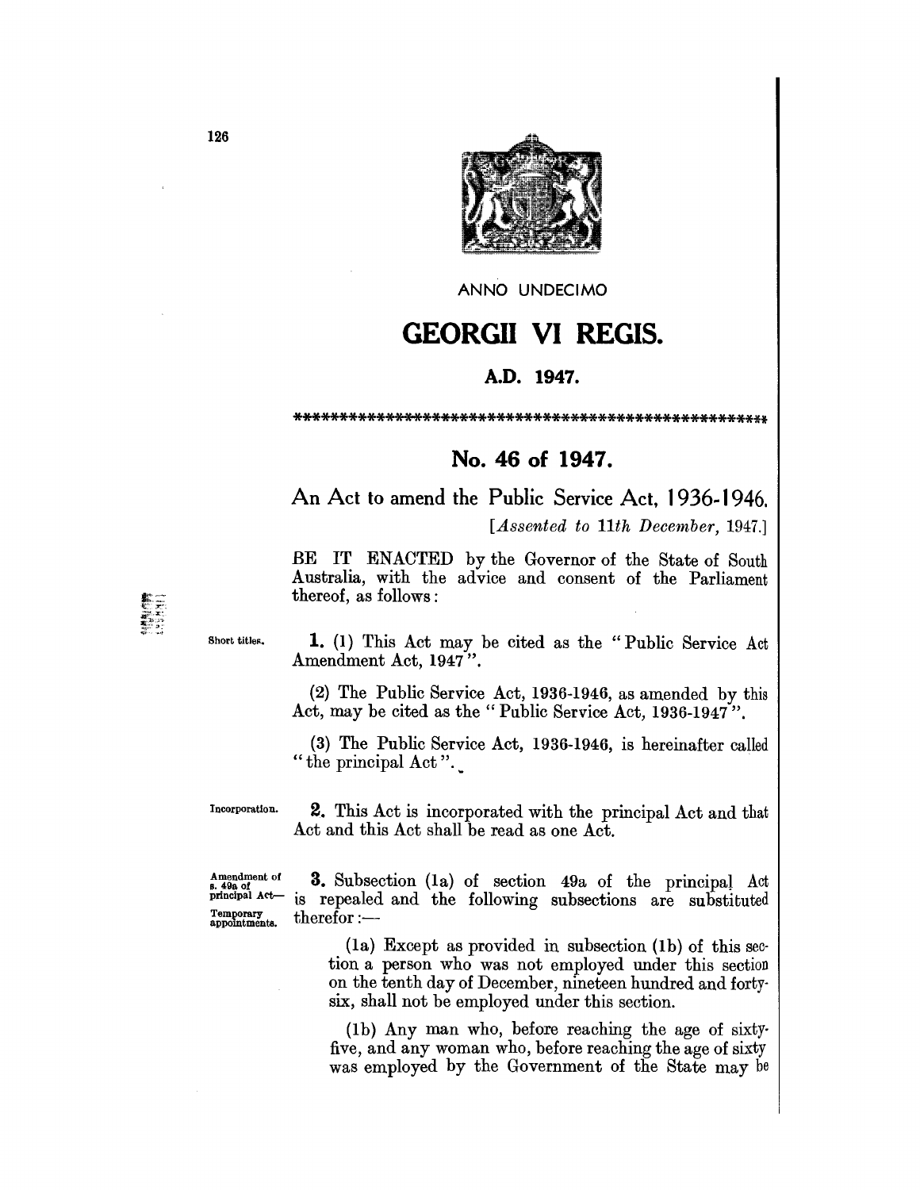ANNO UNDECIMO

# GEORGII VI REGIS.

## A.D. 1947.

\*\*\*\*\*\*\*\*\*\*\*\*\*\*\*\*\*\*\*\*\*\*\*\*\*\*\*\*\*\*\*\*\*\*\*\*\*\*\*\*\*\*\*\*\*\*\*\*\*\*\*\*\*\*

## No. 46 of 1947.

### An Act to amend the Public Service Act, 1936-1946.

[*Assented to 11th December,* 1947.]

BE IT ENACTED by the Governor of the State of South Australia, with the advice and consent of the Parliament thereof, as follows:

Short titles.

**1.** (1) This Act may be cited as the "Public Service Act Amendment Act, 1947".

(2) The Public Service Act, 1936-1946, as amended by this Act, may be cited as the "Public Service Act, 1936-1947".

(3) The Public Service Act, 1936-1946, is hereinafter called "the principal Act".

Incorporation.

**2.** This Act is incorporated with the principal Act and that Act and this Act shall be read as one Act.

Amendment of s. 49a of principal Act—Temporary appointments.

**3.** Subsection (1a) of section 49a of the principal Act is repealed and the following subsections are substituted therefor:—

(1a) Except as provided in subsection (1b) of this section a person who was not employed under this section on the tenth day of December, nineteen hundred and forty-six, shall not be employed under this section.

(1b) Any man who, before reaching the age of sixty-five, and any woman who, before reaching the age of sixty was employed by the Government of the State may be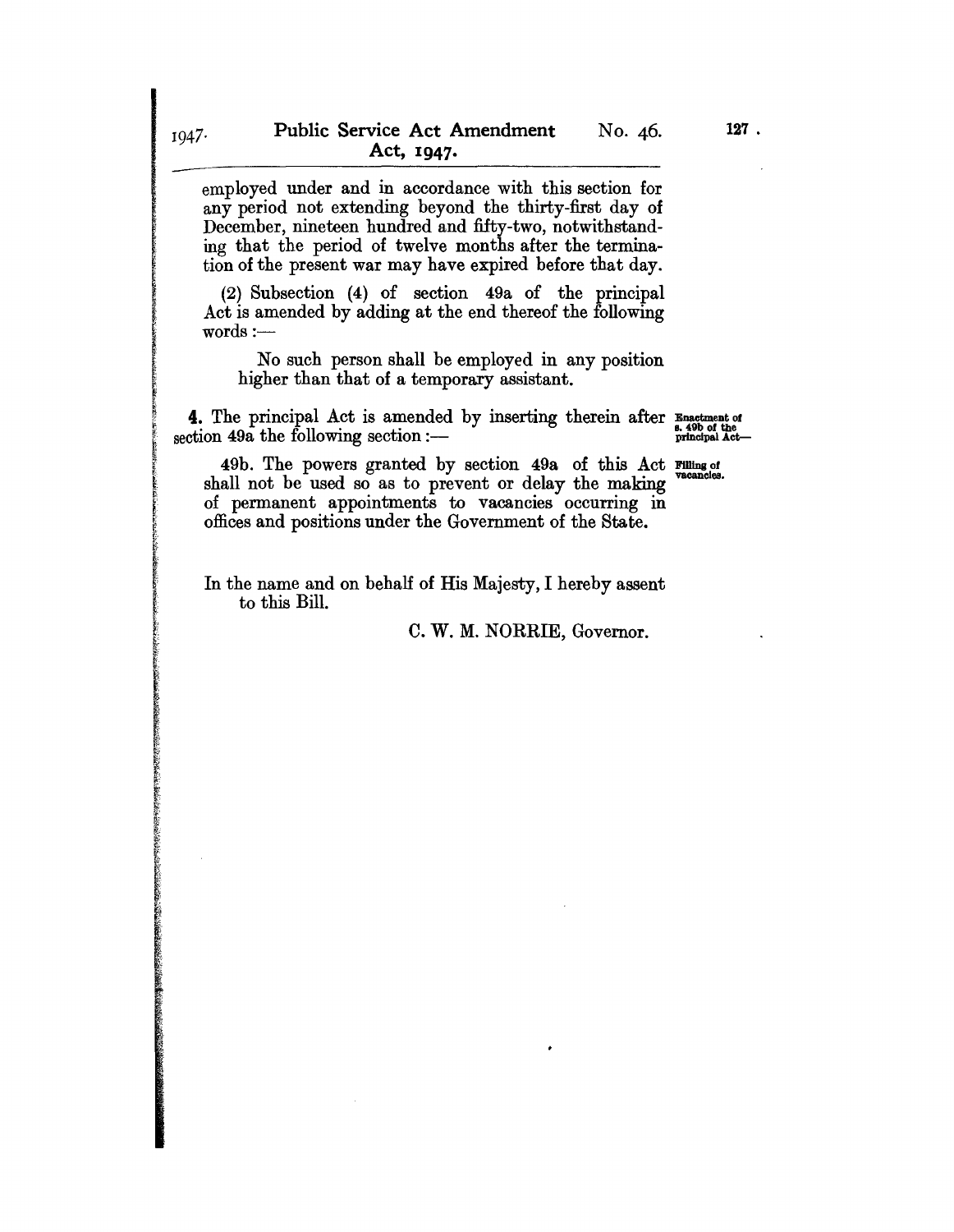employed under and in accordance with this section for any period not extending beyond the thirty-first day of December, nineteen hundred and fifty-two, notwithstanding that the period of twelve months after the termination of the present war may have expired before that day.

(2) Subsection (4) of section 49a of the principal Act is amended by adding at the end thereof the following words :—

> No such person shall be employed in any position higher than that of a temporary assistant.

**Enactment of s. 49b of the principal Act—**

**4.** The principal Act is amended by inserting therein after section 49a the following section :—

**Filling of vacancies.**

> 49b. The powers granted by section 49a of this Act shall not be used so as to prevent or delay the making of permanent appointments to vacancies occurring in offices and positions under the Government of the State.

In the name and on behalf of His Majesty, I hereby assent to this Bill.

C. W. M. NORRIE, Governor.